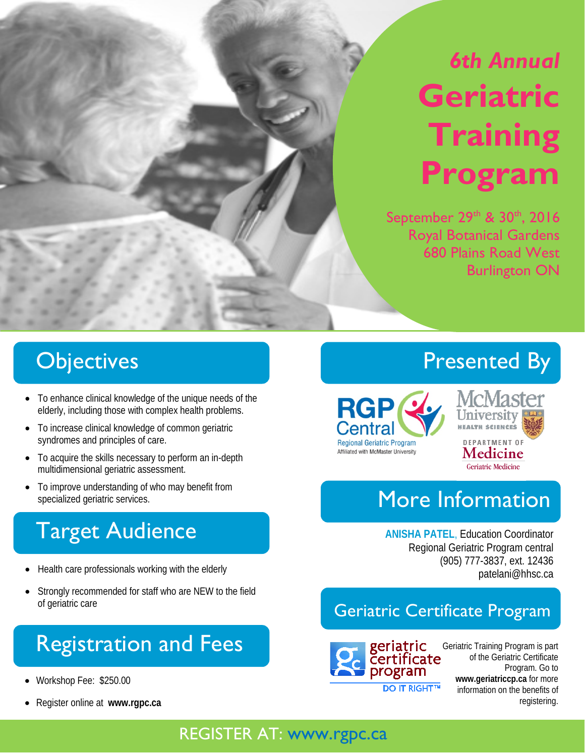*6th Annual*

# Geriatric Training Program

September 29th & 30th, 2016
Royal Botanical Gardens
680 Plains Road West
Burlington ON

## Objectives

- To enhance clinical knowledge of the unique needs of the elderly, including those with complex health problems.
- To increase clinical knowledge of common geriatric syndromes and principles of care.
- To acquire the skills necessary to perform an in-depth multidimensional geriatric assessment.
- To improve understanding of who may benefit from specialized geriatric services.

## Target Audience

- Health care professionals working with the elderly
- Strongly recommended for staff who are NEW to the field of geriatric care

## Registration and Fees

- Workshop Fee: $250.00
- Register online at **www.rgpc.ca**

## Presented By

RGP Central
Regional Geriatric Program
Affiliated with McMaster University

McMaster University
HEALTH SCIENCES
DEPARTMENT OF
Medicine
Geriatric Medicine

## More Information

**ANISHA PATEL**, Education Coordinator
Regional Geriatric Program central
(905) 777-3837, ext. 12436
patelani@hhsc.ca

## Geriatric Certificate Program

geriatric certificate program
DO IT RIGHT™

Geriatric Training Program is part of the Geriatric Certificate Program. Go to **www.geriatriccp.ca** for more information on the benefits of registering.

REGISTER AT: www.rgpc.ca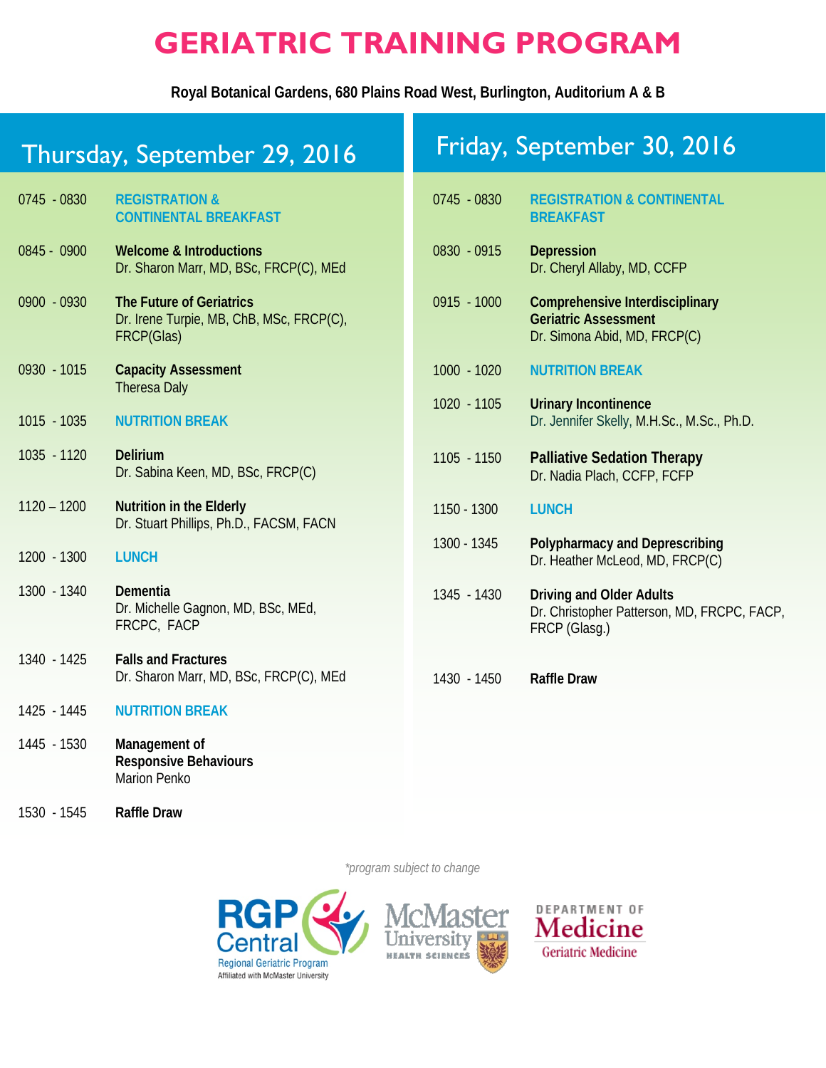# GERIATRIC TRAINING PROGRAM

**Royal Botanical Gardens, 680 Plains Road West, Burlington, Auditorium A & B**

## Thursday, September 29, 2016

| | |
|---|---|
| 0745 - 0830 | **REGISTRATION & CONTINENTAL BREAKFAST** |
| 0845 - 0900 | **Welcome & Introductions**<br>Dr. Sharon Marr, MD, BSc, FRCP(C), MEd |
| 0900 - 0930 | **The Future of Geriatrics**<br>Dr. Irene Turpie, MB, ChB, MSc, FRCP(C), FRCP(Glas) |
| 0930 - 1015 | **Capacity Assessment**<br>Theresa Daly |
| 1015 - 1035 | **NUTRITION BREAK** |
| 1035 - 1120 | **Delirium**<br>Dr. Sabina Keen, MD, BSc, FRCP(C) |
| 1120 – 1200 | **Nutrition in the Elderly**<br>Dr. Stuart Phillips, Ph.D., FACSM, FACN |
| 1200 - 1300 | **LUNCH** |
| 1300 - 1340 | **Dementia**<br>Dr. Michelle Gagnon, MD, BSc, MEd, FRCPC, FACP |
| 1340 - 1425 | **Falls and Fractures**<br>Dr. Sharon Marr, MD, BSc, FRCP(C), MEd |
| 1425 - 1445 | **NUTRITION BREAK** |
| 1445 - 1530 | **Management of Responsive Behaviours**<br>Marion Penko |
| 1530 - 1545 | **Raffle Draw** |

## Friday, September 30, 2016

| | |
|---|---|
| 0745 - 0830 | **REGISTRATION & CONTINENTAL BREAKFAST** |
| 0830 - 0915 | **Depression**<br>Dr. Cheryl Allaby, MD, CCFP |
| 0915 - 1000 | **Comprehensive Interdisciplinary Geriatric Assessment**<br>Dr. Simona Abid, MD, FRCP(C) |
| 1000 - 1020 | **NUTRITION BREAK** |
| 1020 - 1105 | **Urinary Incontinence**<br>Dr. Jennifer Skelly, M.H.Sc., M.Sc., Ph.D. |
| 1105 - 1150 | **Palliative Sedation Therapy**<br>Dr. Nadia Plach, CCFP, FCFP |
| 1150 - 1300 | **LUNCH** |
| 1300 - 1345 | **Polypharmacy and Deprescribing**<br>Dr. Heather McLeod, MD, FRCP(C) |
| 1345 - 1430 | **Driving and Older Adults**<br>Dr. Christopher Patterson, MD, FRCPC, FACP, FRCP (Glasg.) |
| 1430 - 1450 | **Raffle Draw** |

*\*program subject to change*

RGP Central
Regional Geriatric Program
Affiliated with McMaster University

McMaster University HEALTH SCIENCES

DEPARTMENT OF Medicine
Geriatric Medicine